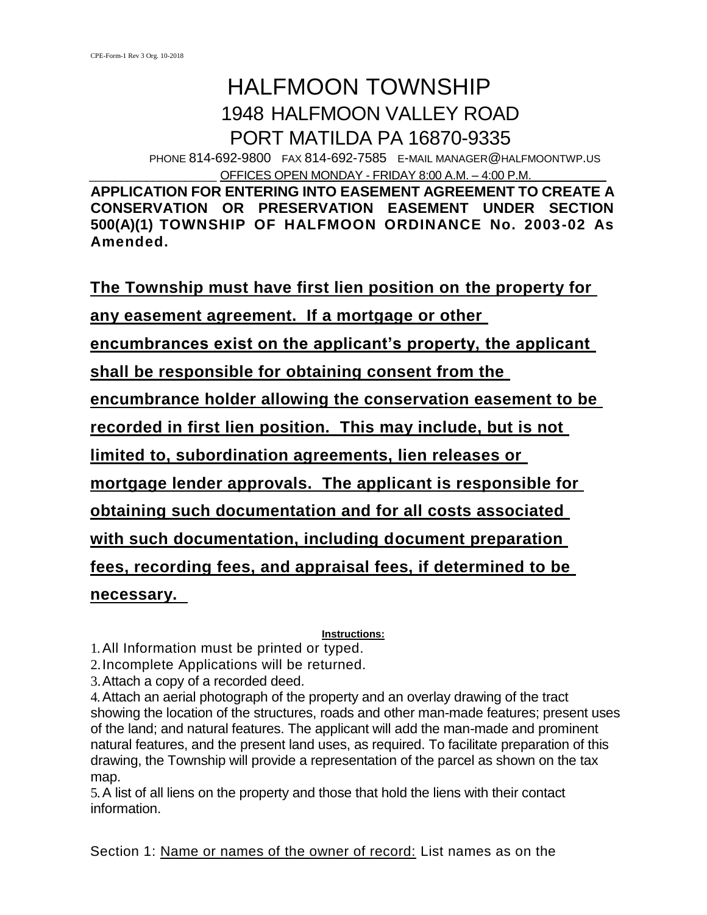CPE-Form-1 Rev 3 Org. 10-2018

# HALFMOON TOWNSHIP

## 1948 HALFMOON VALLEY ROAD

## PORT MATILDA PA 16870-9335

PHONE 814-692-9800 FAX 814-692-7585 E-MAIL MANAGER@HALFMOONTWP.US

OFFICES OPEN MONDAY - FRIDAY 8:00 A.M. – 4:00 P.M.

**APPLICATION FOR ENTERING INTO EASEMENT AGREEMENT TO CREATE A CONSERVATION OR PRESERVATION EASEMENT UNDER SECTION 500(A)(1) TOWNSHIP OF HALFMOON ORDINANCE No. 2003-02 As Amended.**

**The Township must have first lien position on the property for any easement agreement. If a mortgage or other encumbrances exist on the applicant's property, the applicant shall be responsible for obtaining consent from the encumbrance holder allowing the conservation easement to be recorded in first lien position. This may include, but is not limited to, subordination agreements, lien releases or mortgage lender approvals. The applicant is responsible for obtaining such documentation and for all costs associated with such documentation, including document preparation fees, recording fees, and appraisal fees, if determined to be necessary.**

**Instructions:**

1. All Information must be printed or typed.
2. Incomplete Applications will be returned.
3. Attach a copy of a recorded deed.
4. Attach an aerial photograph of the property and an overlay drawing of the tract showing the location of the structures, roads and other man-made features; present uses of the land; and natural features. The applicant will add the man-made and prominent natural features, and the present land uses, as required. To facilitate preparation of this drawing, the Township will provide a representation of the parcel as shown on the tax map.
5. A list of all liens on the property and those that hold the liens with their contact information.

Section 1: Name or names of the owner of record: List names as on the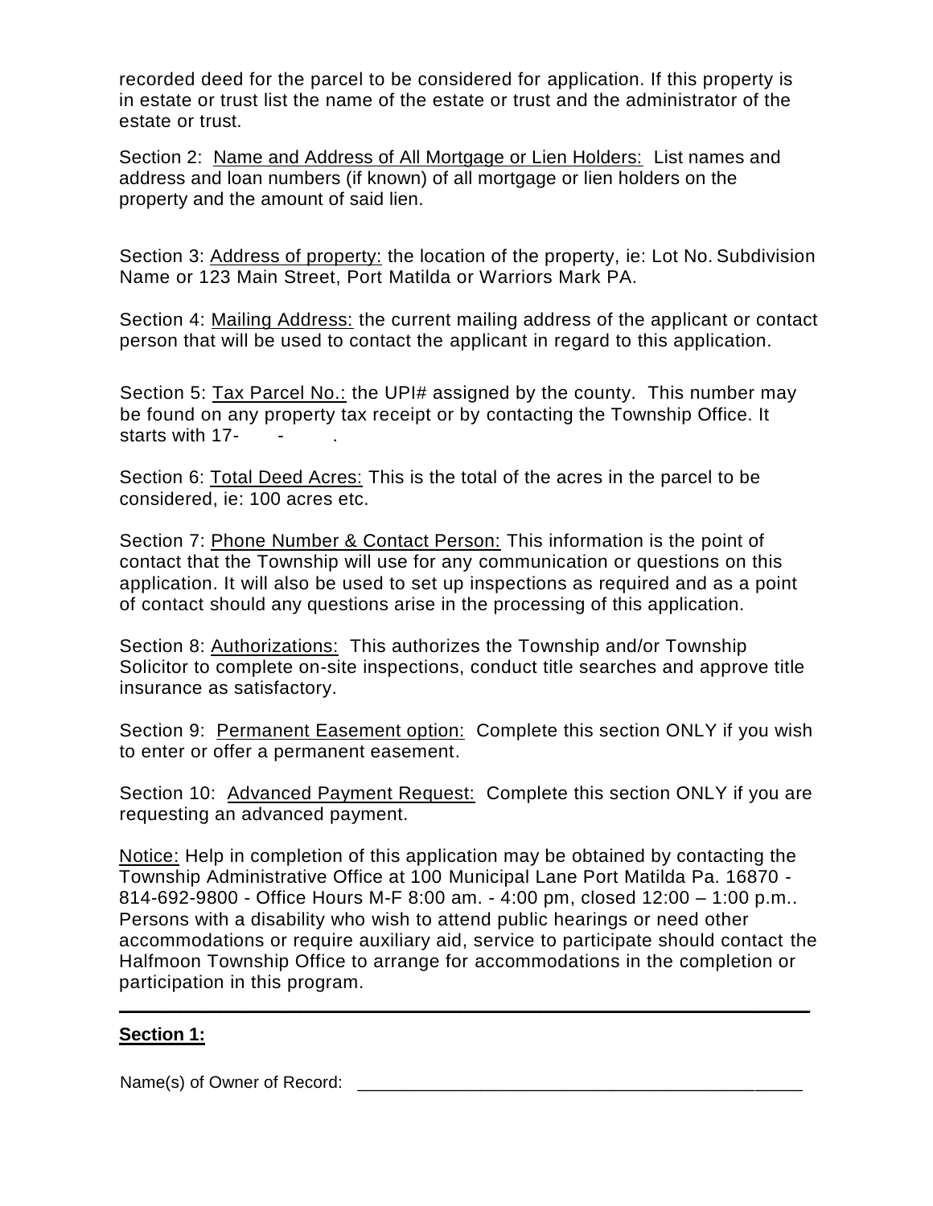recorded deed for the parcel to be considered for application. If this property is in estate or trust list the name of the estate or trust and the administrator of the estate or trust.

Section 2: Name and Address of All Mortgage or Lien Holders: List names and address and loan numbers (if known) of all mortgage or lien holders on the property and the amount of said lien.

Section 3: Address of property: the location of the property, ie: Lot No. Subdivision Name or 123 Main Street, Port Matilda or Warriors Mark PA.

Section 4: Mailing Address: the current mailing address of the applicant or contact person that will be used to contact the applicant in regard to this application.

Section 5: Tax Parcel No.: the UPI# assigned by the county. This number may be found on any property tax receipt or by contacting the Township Office. It starts with 17- - .

Section 6: Total Deed Acres: This is the total of the acres in the parcel to be considered, ie: 100 acres etc.

Section 7: Phone Number & Contact Person: This information is the point of contact that the Township will use for any communication or questions on this application. It will also be used to set up inspections as required and as a point of contact should any questions arise in the processing of this application.

Section 8: Authorizations: This authorizes the Township and/or Township Solicitor to complete on-site inspections, conduct title searches and approve title insurance as satisfactory.

Section 9: Permanent Easement option: Complete this section ONLY if you wish to enter or offer a permanent easement.

Section 10: Advanced Payment Request: Complete this section ONLY if you are requesting an advanced payment.

Notice: Help in completion of this application may be obtained by contacting the Township Administrative Office at 100 Municipal Lane Port Matilda Pa. 16870 - 814-692-9800 - Office Hours M-F 8:00 am. - 4:00 pm, closed 12:00 – 1:00 p.m.. Persons with a disability who wish to attend public hearings or need other accommodations or require auxiliary aid, service to participate should contact the Halfmoon Township Office to arrange for accommodations in the completion or participation in this program.

---

**Section 1:**

Name(s) of Owner of Record: _____________________________________________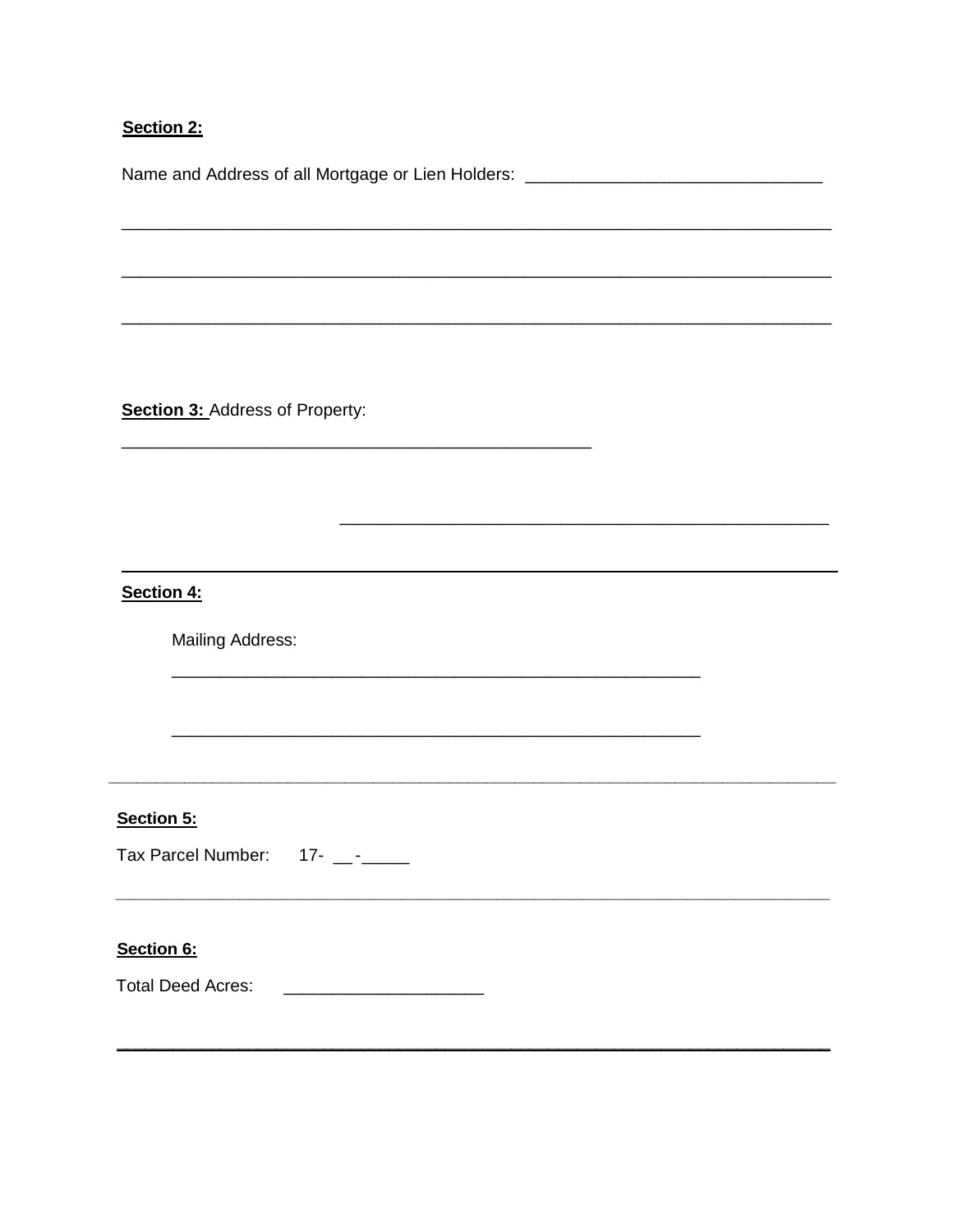**Section 2:**

Name and Address of all Mortgage or Lien Holders: _______________________________

_____________________________________________________________________________

_____________________________________________________________________________

_____________________________________________________________________________

**Section 3:** Address of Property:

__________________________________________________

__________________________________________________

---

**Section 4:**

Mailing Address:

________________________________________________________

________________________________________________________

---

**Section 5:**

Tax Parcel Number: 17- __-_____

---

**Section 6:**

Total Deed Acres: ____________________

---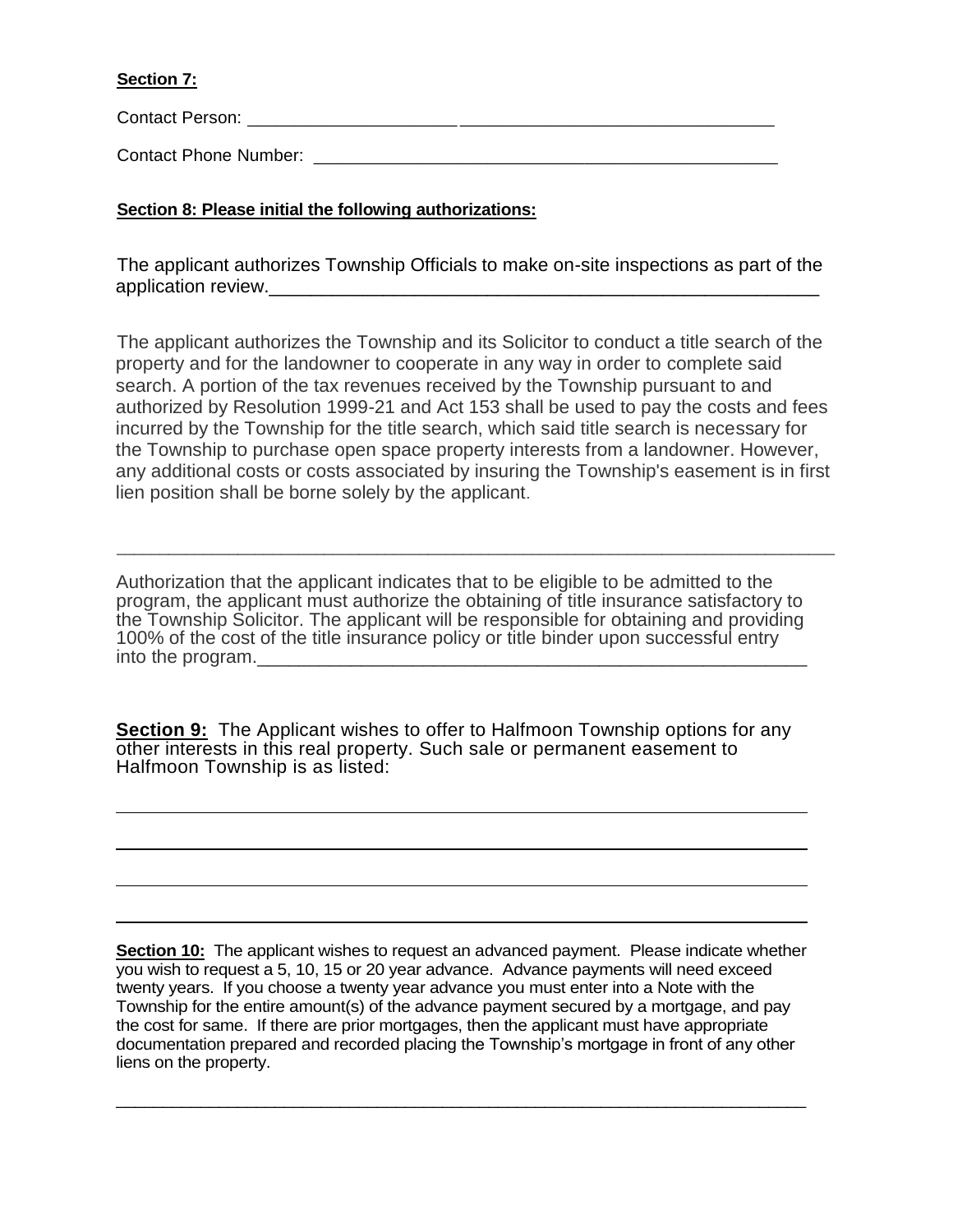**Section 7:**

Contact Person: ________________________________________________________

Contact Phone Number: ___________________________________________________

**Section 8: Please initial the following authorizations:**

The applicant authorizes Township Officials to make on-site inspections as part of the application review.________________________________________________________

The applicant authorizes the Township and its Solicitor to conduct a title search of the property and for the landowner to cooperate in any way in order to complete said search. A portion of the tax revenues received by the Township pursuant to and authorized by Resolution 1999-21 and Act 153 shall be used to pay the costs and fees incurred by the Township for the title search, which said title search is necessary for the Township to purchase open space property interests from a landowner. However, any additional costs or costs associated by insuring the Township's easement is in first lien position shall be borne solely by the applicant.

______________________________________________________________________

Authorization that the applicant indicates that to be eligible to be admitted to the program, the applicant must authorize the obtaining of title insurance satisfactory to the Township Solicitor. The applicant will be responsible for obtaining and providing 100% of the cost of the title insurance policy or title binder upon successful entry into the program.________________________________________________________

**Section 9:** The Applicant wishes to offer to Halfmoon Township options for any other interests in this real property. Such sale or permanent easement to Halfmoon Township is as listed:

______________________________________________________________________

______________________________________________________________________

______________________________________________________________________

______________________________________________________________________

**Section 10:** The applicant wishes to request an advanced payment. Please indicate whether you wish to request a 5, 10, 15 or 20 year advance. Advance payments will need exceed twenty years. If you choose a twenty year advance you must enter into a Note with the Township for the entire amount(s) of the advance payment secured by a mortgage, and pay the cost for same. If there are prior mortgages, then the applicant must have appropriate documentation prepared and recorded placing the Township's mortgage in front of any other liens on the property.

______________________________________________________________________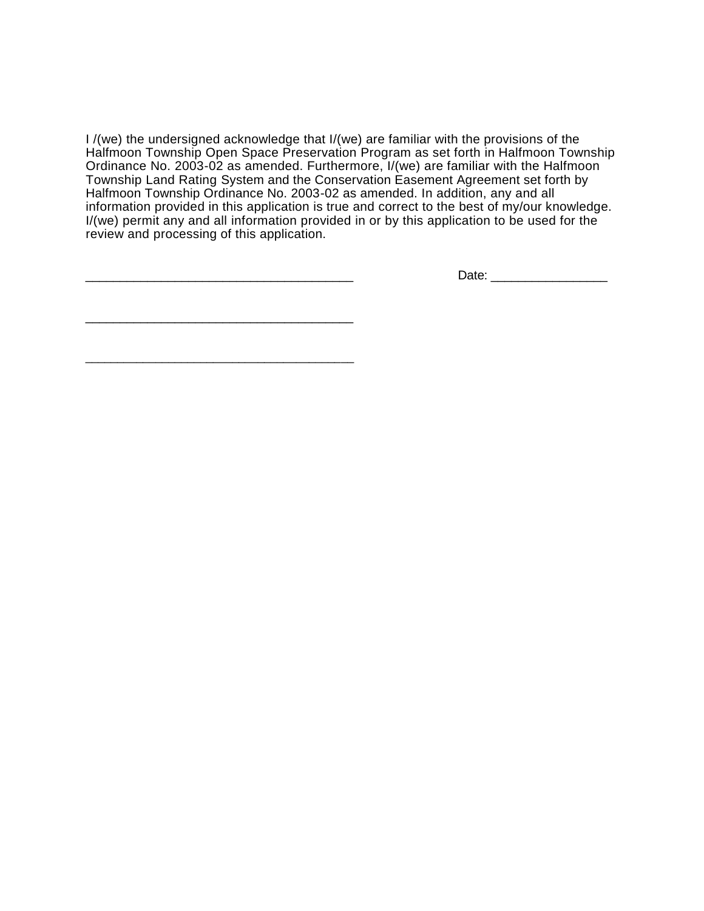I /(we) the undersigned acknowledge that I/(we) are familiar with the provisions of the Halfmoon Township Open Space Preservation Program as set forth in Halfmoon Township Ordinance No. 2003-02 as amended. Furthermore, I/(we) are familiar with the Halfmoon Township Land Rating System and the Conservation Easement Agreement set forth by Halfmoon Township Ordinance No. 2003-02 as amended. In addition, any and all information provided in this application is true and correct to the best of my/our knowledge. I/(we) permit any and all information provided in or by this application to be used for the review and processing of this application.

_______________________________________ Date: _________________

_______________________________________

_______________________________________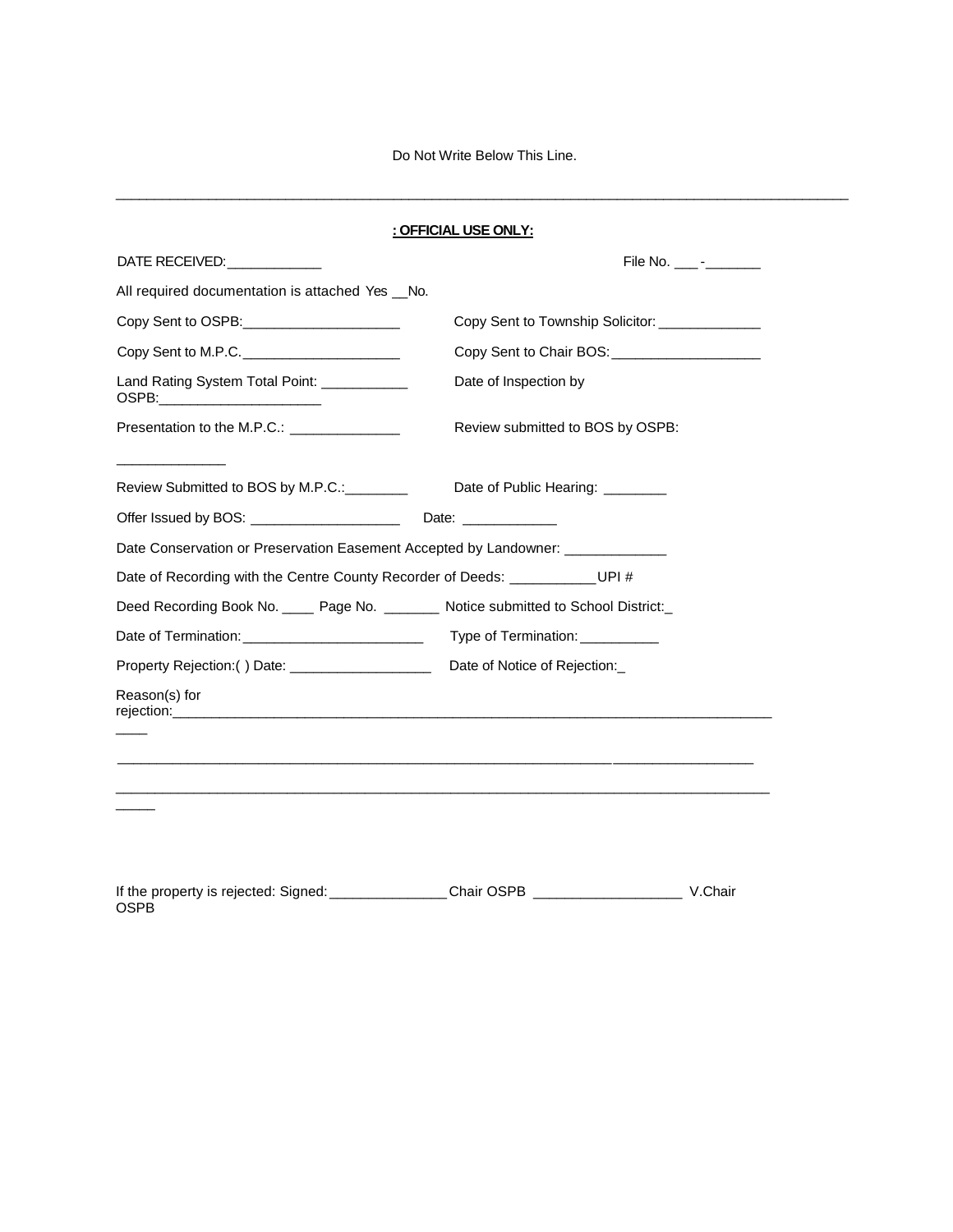Do Not Write Below This Line.

---

**: OFFICIAL USE ONLY:**

DATE RECEIVED:____________ File No. ___-_______

All required documentation is attached Yes __No.

Copy Sent to OSPB:____________________ Copy Sent to Township Solicitor: _____________

Copy Sent to M.P.C.____________________ Copy Sent to Chair BOS:___________________

Land Rating System Total Point: ___________ Date of Inspection by OSPB:_____________________

Presentation to the M.P.C.: ______________ Review submitted to BOS by OSPB: ______________

Review Submitted to BOS by M.P.C.:________ Date of Public Hearing: ________

Offer Issued by BOS: ___________________ Date: ____________

Date Conservation or Preservation Easement Accepted by Landowner: _____________

Date of Recording with the Centre County Recorder of Deeds: ___________UPI #

Deed Recording Book No. ____ Page No. _______ Notice submitted to School District:_

Date of Termination:_______________________ Type of Termination:__________

Property Rejection:( ) Date: __________________ Date of Notice of Rejection:_

Reason(s) for rejection:______________________________________________________________________________

__________________________________________________________________________________

__________________________________________________________________________________

If the property is rejected: Signed:_______________Chair OSPB ___________________ V.Chair OSPB